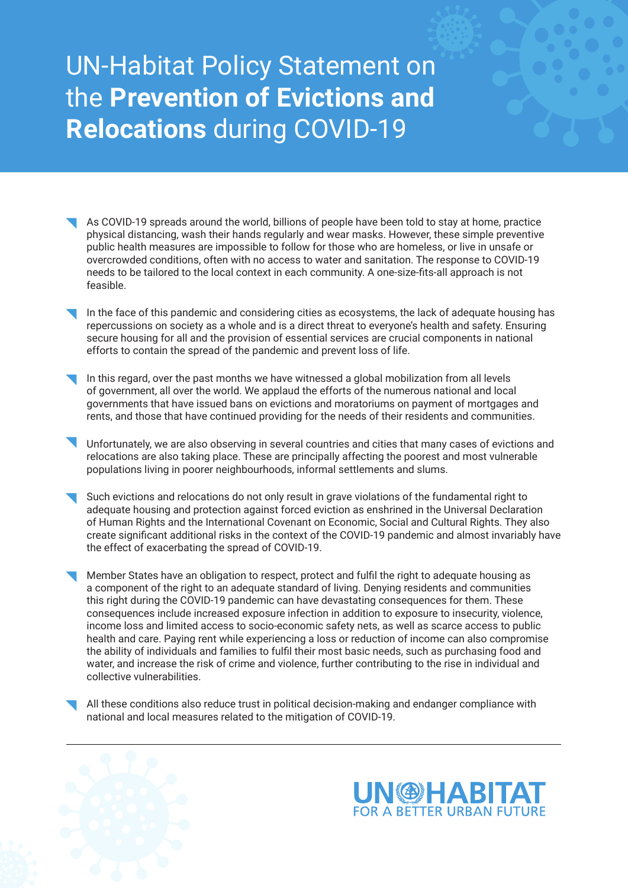# UN-Habitat Policy Statement on the **Prevention of Evictions and Relocations** during COVID-19

- As COVID-19 spreads around the world, billions of people have been told to stay at home, practice physical distancing, wash their hands regularly and wear masks. However, these simple preventive public health measures are impossible to follow for those who are homeless, or live in unsafe or overcrowded conditions, often with no access to water and sanitation. The response to COVID-19 needs to be tailored to the local context in each community. A one-size-fits-all approach is not feasible.

- In the face of this pandemic and considering cities as ecosystems, the lack of adequate housing has repercussions on society as a whole and is a direct threat to everyone's health and safety. Ensuring secure housing for all and the provision of essential services are crucial components in national efforts to contain the spread of the pandemic and prevent loss of life.

- In this regard, over the past months we have witnessed a global mobilization from all levels of government, all over the world. We applaud the efforts of the numerous national and local governments that have issued bans on evictions and moratoriums on payment of mortgages and rents, and those that have continued providing for the needs of their residents and communities.

- Unfortunately, we are also observing in several countries and cities that many cases of evictions and relocations are also taking place. These are principally affecting the poorest and most vulnerable populations living in poorer neighbourhoods, informal settlements and slums.

- Such evictions and relocations do not only result in grave violations of the fundamental right to adequate housing and protection against forced eviction as enshrined in the Universal Declaration of Human Rights and the International Covenant on Economic, Social and Cultural Rights. They also create significant additional risks in the context of the COVID-19 pandemic and almost invariably have the effect of exacerbating the spread of COVID-19.

- Member States have an obligation to respect, protect and fulfil the right to adequate housing as a component of the right to an adequate standard of living. Denying residents and communities this right during the COVID-19 pandemic can have devastating consequences for them. These consequences include increased exposure infection in addition to exposure to insecurity, violence, income loss and limited access to socio-economic safety nets, as well as scarce access to public health and care. Paying rent while experiencing a loss or reduction of income can also compromise the ability of individuals and families to fulfil their most basic needs, such as purchasing food and water, and increase the risk of crime and violence, further contributing to the rise in individual and collective vulnerabilities.

- All these conditions also reduce trust in political decision-making and endanger compliance with national and local measures related to the mitigation of COVID-19.

UN-HABITAT
FOR A BETTER URBAN FUTURE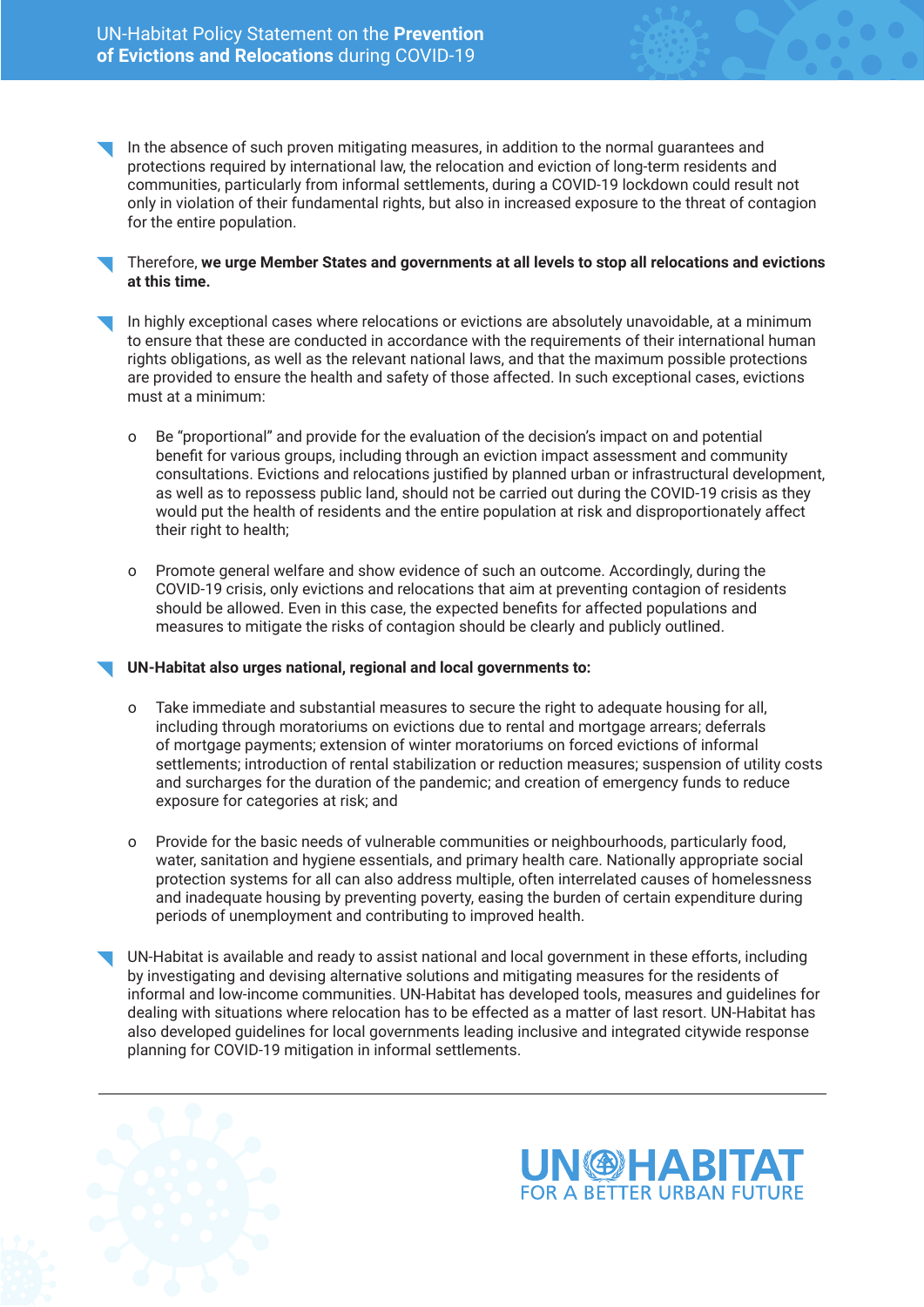- In the absence of such proven mitigating measures, in addition to the normal guarantees and protections required by international law, the relocation and eviction of long-term residents and communities, particularly from informal settlements, during a COVID-19 lockdown could result not only in violation of their fundamental rights, but also in increased exposure to the threat of contagion for the entire population.

- Therefore, **we urge Member States and governments at all levels to stop all relocations and evictions at this time.**

- In highly exceptional cases where relocations or evictions are absolutely unavoidable, at a minimum to ensure that these are conducted in accordance with the requirements of their international human rights obligations, as well as the relevant national laws, and that the maximum possible protections are provided to ensure the health and safety of those affected. In such exceptional cases, evictions must at a minimum:

  - Be "proportional" and provide for the evaluation of the decision's impact on and potential benefit for various groups, including through an eviction impact assessment and community consultations. Evictions and relocations justified by planned urban or infrastructural development, as well as to repossess public land, should not be carried out during the COVID-19 crisis as they would put the health of residents and the entire population at risk and disproportionately affect their right to health;

  - Promote general welfare and show evidence of such an outcome. Accordingly, during the COVID-19 crisis, only evictions and relocations that aim at preventing contagion of residents should be allowed. Even in this case, the expected benefits for affected populations and measures to mitigate the risks of contagion should be clearly and publicly outlined.

- **UN-Habitat also urges national, regional and local governments to:**

  - Take immediate and substantial measures to secure the right to adequate housing for all, including through moratoriums on evictions due to rental and mortgage arrears; deferrals of mortgage payments; extension of winter moratoriums on forced evictions of informal settlements; introduction of rental stabilization or reduction measures; suspension of utility costs and surcharges for the duration of the pandemic; and creation of emergency funds to reduce exposure for categories at risk; and

  - Provide for the basic needs of vulnerable communities or neighbourhoods, particularly food, water, sanitation and hygiene essentials, and primary health care. Nationally appropriate social protection systems for all can also address multiple, often interrelated causes of homelessness and inadequate housing by preventing poverty, easing the burden of certain expenditure during periods of unemployment and contributing to improved health.

- UN-Habitat is available and ready to assist national and local government in these efforts, including by investigating and devising alternative solutions and mitigating measures for the residents of informal and low-income communities. UN-Habitat has developed tools, measures and guidelines for dealing with situations where relocation has to be effected as a matter of last resort. UN-Habitat has also developed guidelines for local governments leading inclusive and integrated citywide response planning for COVID-19 mitigation in informal settlements.

UN-HABITAT
FOR A BETTER URBAN FUTURE